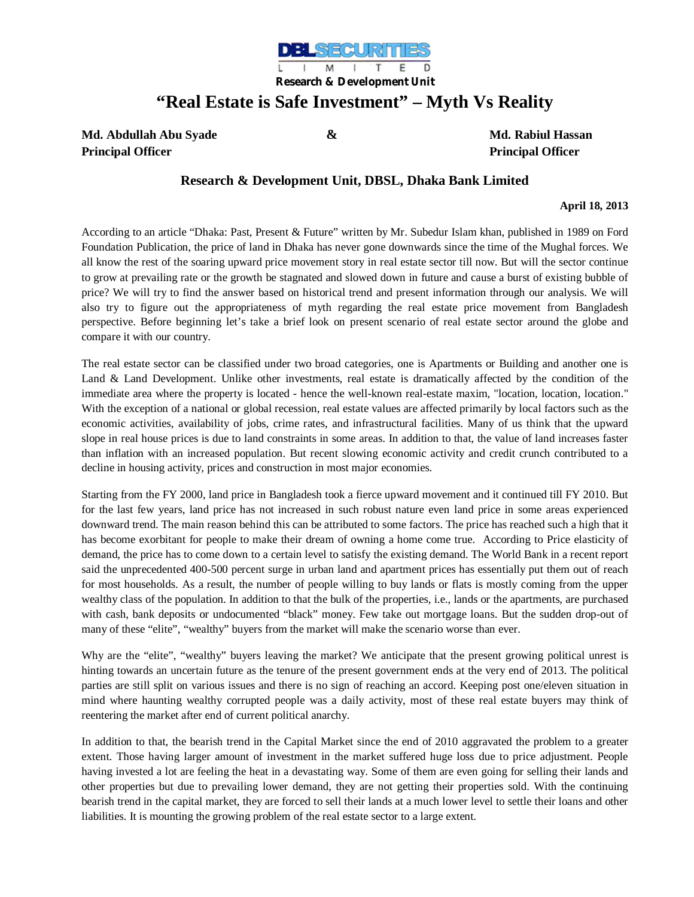DBL SECURITIES LIMITED

**Research & Development Unit**

# "Real Estate is Safe Investment" – Myth Vs Reality

**Md. Abdullah Abu Syade** & **Md. Rabiul Hassan**
**Principal Officer** **Principal Officer**

**Research & Development Unit, DBSL, Dhaka Bank Limited**

**April 18, 2013**

According to an article "Dhaka: Past, Present & Future" written by Mr. Subedur Islam khan, published in 1989 on Ford Foundation Publication, the price of land in Dhaka has never gone downwards since the time of the Mughal forces. We all know the rest of the soaring upward price movement story in real estate sector till now. But will the sector continue to grow at prevailing rate or the growth be stagnated and slowed down in future and cause a burst of existing bubble of price? We will try to find the answer based on historical trend and present information through our analysis. We will also try to figure out the appropriateness of myth regarding the real estate price movement from Bangladesh perspective. Before beginning let's take a brief look on present scenario of real estate sector around the globe and compare it with our country.

The real estate sector can be classified under two broad categories, one is Apartments or Building and another one is Land & Land Development. Unlike other investments, real estate is dramatically affected by the condition of the immediate area where the property is located - hence the well-known real-estate maxim, "location, location, location." With the exception of a national or global recession, real estate values are affected primarily by local factors such as the economic activities, availability of jobs, crime rates, and infrastructural facilities. Many of us think that the upward slope in real house prices is due to land constraints in some areas. In addition to that, the value of land increases faster than inflation with an increased population. But recent slowing economic activity and credit crunch contributed to a decline in housing activity, prices and construction in most major economies.

Starting from the FY 2000, land price in Bangladesh took a fierce upward movement and it continued till FY 2010. But for the last few years, land price has not increased in such robust nature even land price in some areas experienced downward trend. The main reason behind this can be attributed to some factors. The price has reached such a high that it has become exorbitant for people to make their dream of owning a home come true. According to Price elasticity of demand, the price has to come down to a certain level to satisfy the existing demand. The World Bank in a recent report said the unprecedented 400-500 percent surge in urban land and apartment prices has essentially put them out of reach for most households. As a result, the number of people willing to buy lands or flats is mostly coming from the upper wealthy class of the population. In addition to that the bulk of the properties, i.e., lands or the apartments, are purchased with cash, bank deposits or undocumented "black" money. Few take out mortgage loans. But the sudden drop-out of many of these "elite", "wealthy" buyers from the market will make the scenario worse than ever.

Why are the "elite", "wealthy" buyers leaving the market? We anticipate that the present growing political unrest is hinting towards an uncertain future as the tenure of the present government ends at the very end of 2013. The political parties are still split on various issues and there is no sign of reaching an accord. Keeping post one/eleven situation in mind where haunting wealthy corrupted people was a daily activity, most of these real estate buyers may think of reentering the market after end of current political anarchy.

In addition to that, the bearish trend in the Capital Market since the end of 2010 aggravated the problem to a greater extent. Those having larger amount of investment in the market suffered huge loss due to price adjustment. People having invested a lot are feeling the heat in a devastating way. Some of them are even going for selling their lands and other properties but due to prevailing lower demand, they are not getting their properties sold. With the continuing bearish trend in the capital market, they are forced to sell their lands at a much lower level to settle their loans and other liabilities. It is mounting the growing problem of the real estate sector to a large extent.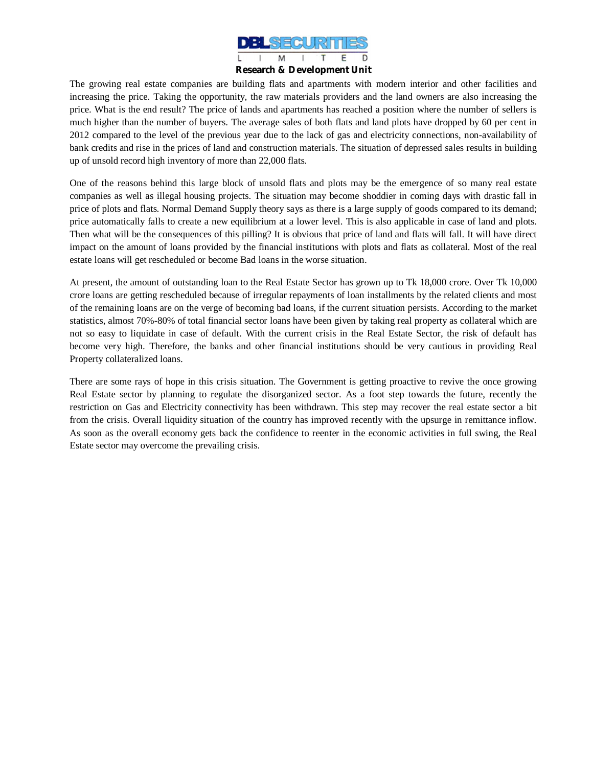The growing real estate companies are building flats and apartments with modern interior and other facilities and increasing the price. Taking the opportunity, the raw materials providers and the land owners are also increasing the price. What is the end result? The price of lands and apartments has reached a position where the number of sellers is much higher than the number of buyers. The average sales of both flats and land plots have dropped by 60 per cent in 2012 compared to the level of the previous year due to the lack of gas and electricity connections, non-availability of bank credits and rise in the prices of land and construction materials. The situation of depressed sales results in building up of unsold record high inventory of more than 22,000 flats.

One of the reasons behind this large block of unsold flats and plots may be the emergence of so many real estate companies as well as illegal housing projects. The situation may become shoddier in coming days with drastic fall in price of plots and flats. Normal Demand Supply theory says as there is a large supply of goods compared to its demand; price automatically falls to create a new equilibrium at a lower level. This is also applicable in case of land and plots. Then what will be the consequences of this pilling? It is obvious that price of land and flats will fall. It will have direct impact on the amount of loans provided by the financial institutions with plots and flats as collateral. Most of the real estate loans will get rescheduled or become Bad loans in the worse situation.

At present, the amount of outstanding loan to the Real Estate Sector has grown up to Tk 18,000 crore. Over Tk 10,000 crore loans are getting rescheduled because of irregular repayments of loan installments by the related clients and most of the remaining loans are on the verge of becoming bad loans, if the current situation persists. According to the market statistics, almost 70%-80% of total financial sector loans have been given by taking real property as collateral which are not so easy to liquidate in case of default. With the current crisis in the Real Estate Sector, the risk of default has become very high. Therefore, the banks and other financial institutions should be very cautious in providing Real Property collateralized loans.

There are some rays of hope in this crisis situation. The Government is getting proactive to revive the once growing Real Estate sector by planning to regulate the disorganized sector. As a foot step towards the future, recently the restriction on Gas and Electricity connectivity has been withdrawn. This step may recover the real estate sector a bit from the crisis. Overall liquidity situation of the country has improved recently with the upsurge in remittance inflow. As soon as the overall economy gets back the confidence to reenter in the economic activities in full swing, the Real Estate sector may overcome the prevailing crisis.